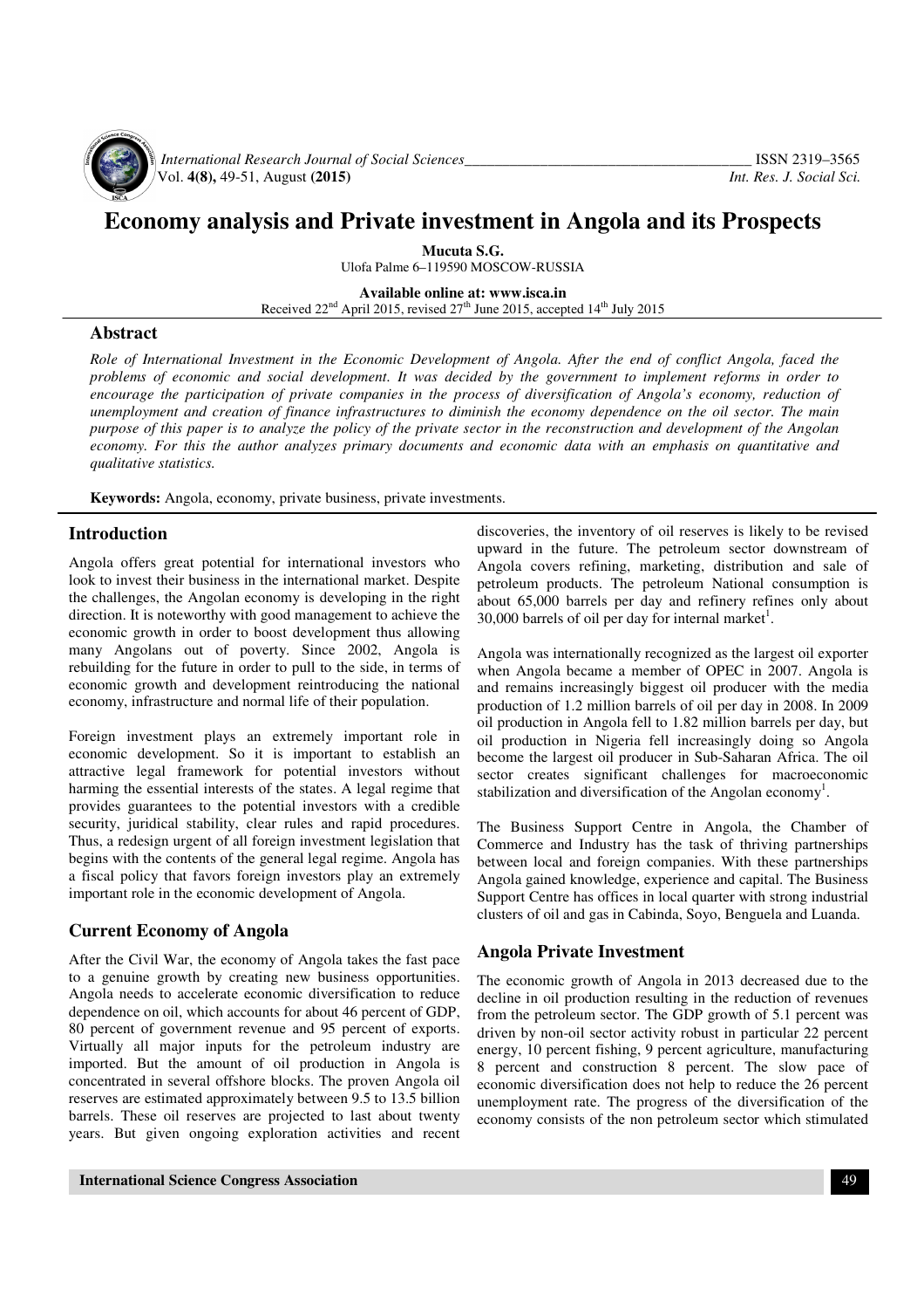# Economy analysis and Private investment in Angola and its Prospects

**Mucuta S.G.**
Ulofa Palme 6–119590 MOSCOW-RUSSIA

**Available online at: www.isca.in**
Received 22[nd] April 2015, revised 27[th] June 2015, accepted 14[th] July 2015

## Abstract

*Role of International Investment in the Economic Development of Angola. After the end of conflict Angola, faced the problems of economic and social development. It was decided by the government to implement reforms in order to encourage the participation of private companies in the process of diversification of Angola's economy, reduction of unemployment and creation of finance infrastructures to diminish the economy dependence on the oil sector. The main purpose of this paper is to analyze the policy of the private sector in the reconstruction and development of the Angolan economy. For this the author analyzes primary documents and economic data with an emphasis on quantitative and qualitative statistics.*

**Keywords:** Angola, economy, private business, private investments.

## Introduction

Angola offers great potential for international investors who look to invest their business in the international market. Despite the challenges, the Angolan economy is developing in the right direction. It is noteworthy with good management to achieve the economic growth in order to boost development thus allowing many Angolans out of poverty. Since 2002, Angola is rebuilding for the future in order to pull to the side, in terms of economic growth and development reintroducing the national economy, infrastructure and normal life of their population.

Foreign investment plays an extremely important role in economic development. So it is important to establish an attractive legal framework for potential investors without harming the essential interests of the states. A legal regime that provides guarantees to the potential investors with a credible security, juridical stability, clear rules and rapid procedures. Thus, a redesign urgent of all foreign investment legislation that begins with the contents of the general legal regime. Angola has a fiscal policy that favors foreign investors play an extremely important role in the economic development of Angola.

## Current Economy of Angola

After the Civil War, the economy of Angola takes the fast pace to a genuine growth by creating new business opportunities. Angola needs to accelerate economic diversification to reduce dependence on oil, which accounts for about 46 percent of GDP, 80 percent of government revenue and 95 percent of exports. Virtually all major inputs for the petroleum industry are imported. But the amount of oil production in Angola is concentrated in several offshore blocks. The proven Angola oil reserves are estimated approximately between 9.5 to 13.5 billion barrels. These oil reserves are projected to last about twenty years. But given ongoing exploration activities and recent discoveries, the inventory of oil reserves is likely to be revised upward in the future. The petroleum sector downstream of Angola covers refining, marketing, distribution and sale of petroleum products. The petroleum National consumption is about 65,000 barrels per day and refinery refines only about 30,000 barrels of oil per day for internal market[1].

Angola was internationally recognized as the largest oil exporter when Angola became a member of OPEC in 2007. Angola is and remains increasingly biggest oil producer with the media production of 1.2 million barrels of oil per day in 2008. In 2009 oil production in Angola fell to 1.82 million barrels per day, but oil production in Nigeria fell increasingly doing so Angola become the largest oil producer in Sub-Saharan Africa. The oil sector creates significant challenges for macroeconomic stabilization and diversification of the Angolan economy[1].

The Business Support Centre in Angola, the Chamber of Commerce and Industry has the task of thriving partnerships between local and foreign companies. With these partnerships Angola gained knowledge, experience and capital. The Business Support Centre has offices in local quarter with strong industrial clusters of oil and gas in Cabinda, Soyo, Benguela and Luanda.

## Angola Private Investment

The economic growth of Angola in 2013 decreased due to the decline in oil production resulting in the reduction of revenues from the petroleum sector. The GDP growth of 5.1 percent was driven by non-oil sector activity robust in particular 22 percent energy, 10 percent fishing, 9 percent agriculture, manufacturing 8 percent and construction 8 percent. The slow pace of economic diversification does not help to reduce the 26 percent unemployment rate. The progress of the diversification of the economy consists of the non petroleum sector which stimulated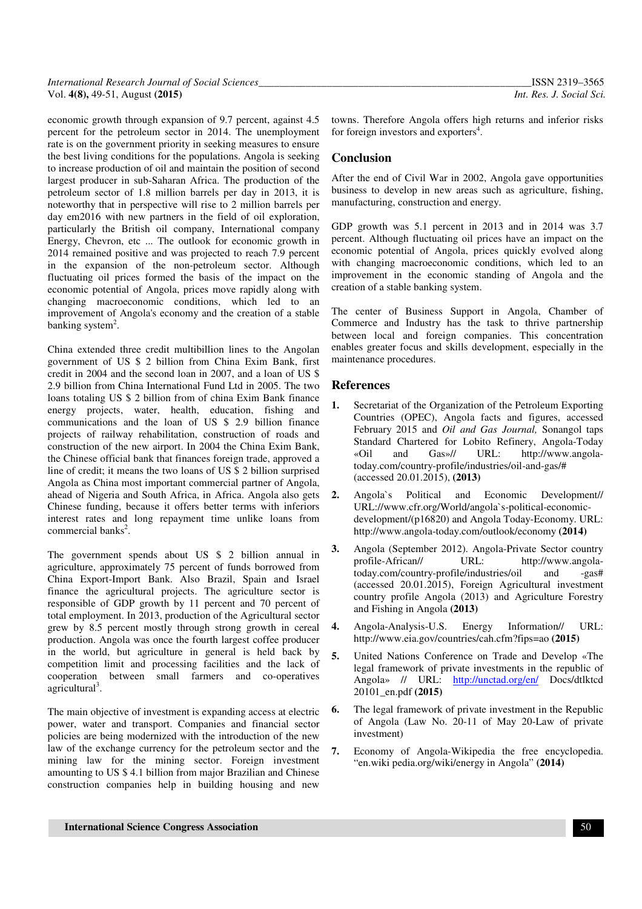economic growth through expansion of 9.7 percent, against 4.5 percent for the petroleum sector in 2014. The unemployment rate is on the government priority in seeking measures to ensure the best living conditions for the populations. Angola is seeking to increase production of oil and maintain the position of second largest producer in sub-Saharan Africa. The production of the petroleum sector of 1.8 million barrels per day in 2013, it is noteworthy that in perspective will rise to 2 million barrels per day em2016 with new partners in the field of oil exploration, particularly the British oil company, International company Energy, Chevron, etc ... The outlook for economic growth in 2014 remained positive and was projected to reach 7.9 percent in the expansion of the non-petroleum sector. Although fluctuating oil prices formed the basis of the impact on the economic potential of Angola, prices move rapidly along with changing macroeconomic conditions, which led to an improvement of Angola's economy and the creation of a stable banking system[2].

China extended three credit multibillion lines to the Angolan government of US $ 2 billion from China Exim Bank, first credit in 2004 and the second loan in 2007, and a loan of US $ 2.9 billion from China International Fund Ltd in 2005. The two loans totaling US $ 2 billion from of china Exim Bank finance energy projects, water, health, education, fishing and communications and the loan of US $ 2.9 billion finance projects of railway rehabilitation, construction of roads and construction of the new airport. In 2004 the China Exim Bank, the Chinese official bank that finances foreign trade, approved a line of credit; it means the two loans of US $ 2 billion surprised Angola as China most important commercial partner of Angola, ahead of Nigeria and South Africa, in Africa. Angola also gets Chinese funding, because it offers better terms with inferiors interest rates and long repayment time unlike loans from commercial banks[2].

The government spends about US $ 2 billion annual in agriculture, approximately 75 percent of funds borrowed from China Export-Import Bank. Also Brazil, Spain and Israel finance the agricultural projects. The agriculture sector is responsible of GDP growth by 11 percent and 70 percent of total employment. In 2013, production of the Agricultural sector grew by 8.5 percent mostly through strong growth in cereal production. Angola was once the fourth largest coffee producer in the world, but agriculture in general is held back by competition limit and processing facilities and the lack of cooperation between small farmers and co-operatives agricultural[3].

The main objective of investment is expanding access at electric power, water and transport. Companies and financial sector policies are being modernized with the introduction of the new law of the exchange currency for the petroleum sector and the mining law for the mining sector. Foreign investment amounting to US $ 4.1 billion from major Brazilian and Chinese construction companies help in building housing and new towns. Therefore Angola offers high returns and inferior risks for foreign investors and exporters[4].

## Conclusion

After the end of Civil War in 2002, Angola gave opportunities business to develop in new areas such as agriculture, fishing, manufacturing, construction and energy.

GDP growth was 5.1 percent in 2013 and in 2014 was 3.7 percent. Although fluctuating oil prices have an impact on the economic potential of Angola, prices quickly evolved along with changing macroeconomic conditions, which led to an improvement in the economic standing of Angola and the creation of a stable banking system.

The center of Business Support in Angola, Chamber of Commerce and Industry has the task to thrive partnership between local and foreign companies. This concentration enables greater focus and skills development, especially in the maintenance procedures.

## References

1. Secretariat of the Organization of the Petroleum Exporting Countries (OPEC), Angola facts and figures, accessed February 2015 and *Oil and Gas Journal,* Sonangol taps Standard Chartered for Lobito Refinery, Angola-Today «Oil and Gas»// URL: http://www.angola-today.com/country-profile/industries/oil-and-gas/# (accessed 20.01.2015), **(2013)**

2. Angola`s Political and Economic Development// URL://www.cfr.org/World/angola`s-political-economic-development/(p16820) and Angola Today-Economy. URL: http://www.angola-today.com/outlook/economy **(2014)**

3. Angola (September 2012). Angola-Private Sector country profile-African// URL: http://www.angola-today.com/country-profile/industries/oil and -gas# (accessed 20.01.2015), Foreign Agricultural investment country profile Angola (2013) and Agriculture Forestry and Fishing in Angola **(2013)**

4. Angola-Analysis-U.S. Energy Information// URL: http://www.eia.gov/countries/cah.cfm?fips=ao **(2015)**

5. United Nations Conference on Trade and Develop «The legal framework of private investments in the republic of Angola» // URL: http://unctad.org/en/ Docs/dtlktcd 20101_en.pdf **(2015)**

6. The legal framework of private investment in the Republic of Angola (Law No. 20-11 of May 20-Law of private investment)

7. Economy of Angola-Wikipedia the free encyclopedia. "en.wiki pedia.org/wiki/energy in Angola" **(2014)**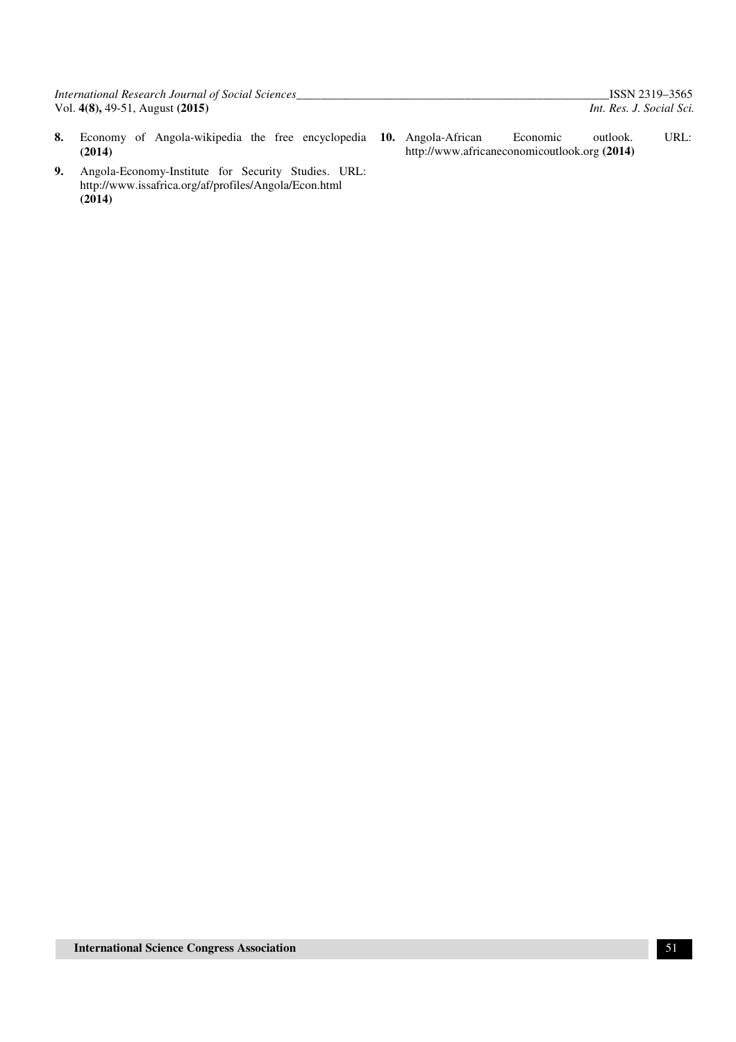8. Economy of Angola-wikipedia the free encyclopedia **(2014)**

9. Angola-Economy-Institute for Security Studies. URL: http://www.issafrica.org/af/profiles/Angola/Econ.html **(2014)**

10. Angola-African Economic outlook. URL: http://www.africaneconomicoutlook.org **(2014)**